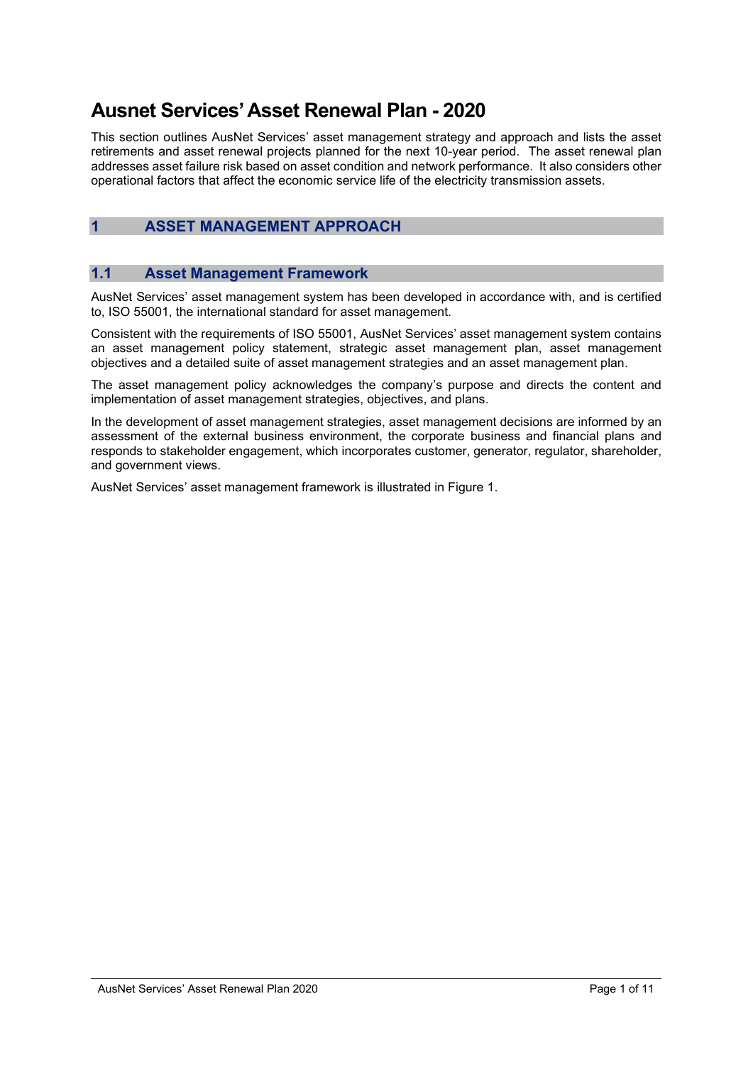# Ausnet Services' Asset Renewal Plan - 2020

This section outlines AusNet Services' asset management strategy and approach and lists the asset retirements and asset renewal projects planned for the next 10-year period. The asset renewal plan addresses asset failure risk based on asset condition and network performance. It also considers other operational factors that affect the economic service life of the electricity transmission assets.

## 1 ASSET MANAGEMENT APPROACH

### 1.1 Asset Management Framework

AusNet Services' asset management system has been developed in accordance with, and is certified to, ISO 55001, the international standard for asset management.

Consistent with the requirements of ISO 55001, AusNet Services' asset management system contains an asset management policy statement, strategic asset management plan, asset management objectives and a detailed suite of asset management strategies and an asset management plan.

The asset management policy acknowledges the company's purpose and directs the content and implementation of asset management strategies, objectives, and plans.

In the development of asset management strategies, asset management decisions are informed by an assessment of the external business environment, the corporate business and financial plans and responds to stakeholder engagement, which incorporates customer, generator, regulator, shareholder, and government views.

AusNet Services' asset management framework is illustrated in Figure 1.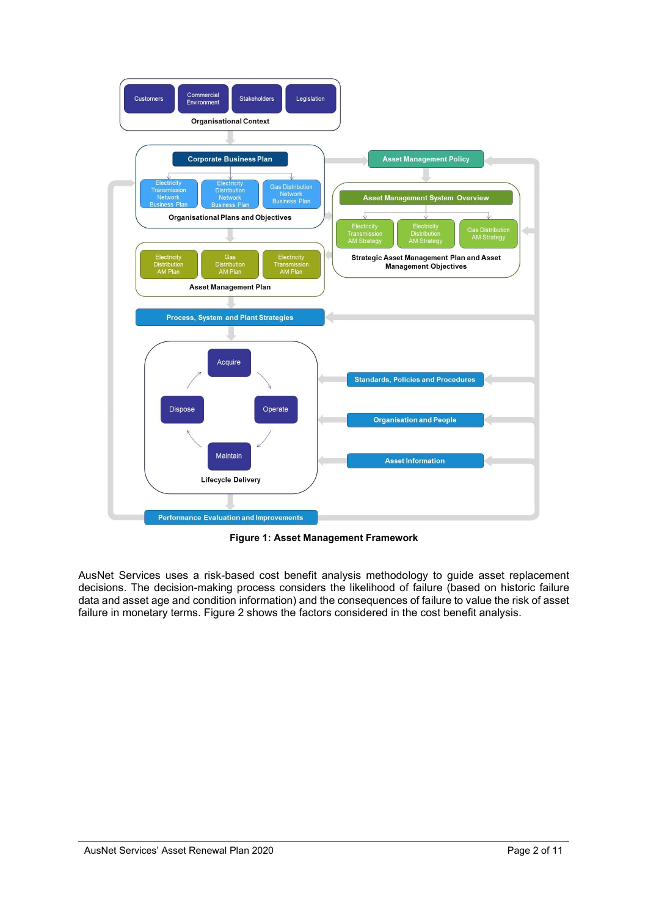**Figure 1: Asset Management Framework**

AusNet Services uses a risk-based cost benefit analysis methodology to guide asset replacement decisions. The decision-making process considers the likelihood of failure (based on historic failure data and asset age and condition information) and the consequences of failure to value the risk of asset failure in monetary terms. Figure 2 shows the factors considered in the cost benefit analysis.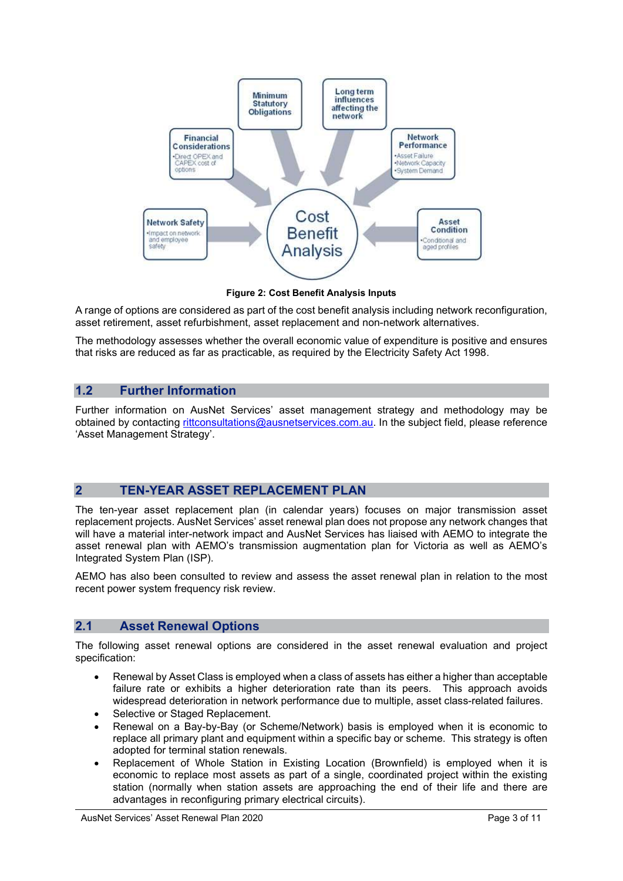Figure 2: Cost Benefit Analysis Inputs

A range of options are considered as part of the cost benefit analysis including network reconfiguration, asset retirement, asset refurbishment, asset replacement and non-network alternatives.

The methodology assesses whether the overall economic value of expenditure is positive and ensures that risks are reduced as far as practicable, as required by the Electricity Safety Act 1998.

## 1.2 Further Information

Further information on AusNet Services' asset management strategy and methodology may be obtained by contacting rittconsultations@ausnetservices.com.au. In the subject field, please reference 'Asset Management Strategy'.

# 2 TEN-YEAR ASSET REPLACEMENT PLAN

The ten-year asset replacement plan (in calendar years) focuses on major transmission asset replacement projects. AusNet Services' asset renewal plan does not propose any network changes that will have a material inter-network impact and AusNet Services has liaised with AEMO to integrate the asset renewal plan with AEMO's transmission augmentation plan for Victoria as well as AEMO's Integrated System Plan (ISP).

AEMO has also been consulted to review and assess the asset renewal plan in relation to the most recent power system frequency risk review.

## 2.1 Asset Renewal Options

The following asset renewal options are considered in the asset renewal evaluation and project specification:

- Renewal by Asset Class is employed when a class of assets has either a higher than acceptable failure rate or exhibits a higher deterioration rate than its peers. This approach avoids widespread deterioration in network performance due to multiple, asset class-related failures.
- Selective or Staged Replacement.
- Renewal on a Bay-by-Bay (or Scheme/Network) basis is employed when it is economic to replace all primary plant and equipment within a specific bay or scheme. This strategy is often adopted for terminal station renewals.
- Replacement of Whole Station in Existing Location (Brownfield) is employed when it is economic to replace most assets as part of a single, coordinated project within the existing station (normally when station assets are approaching the end of their life and there are advantages in reconfiguring primary electrical circuits).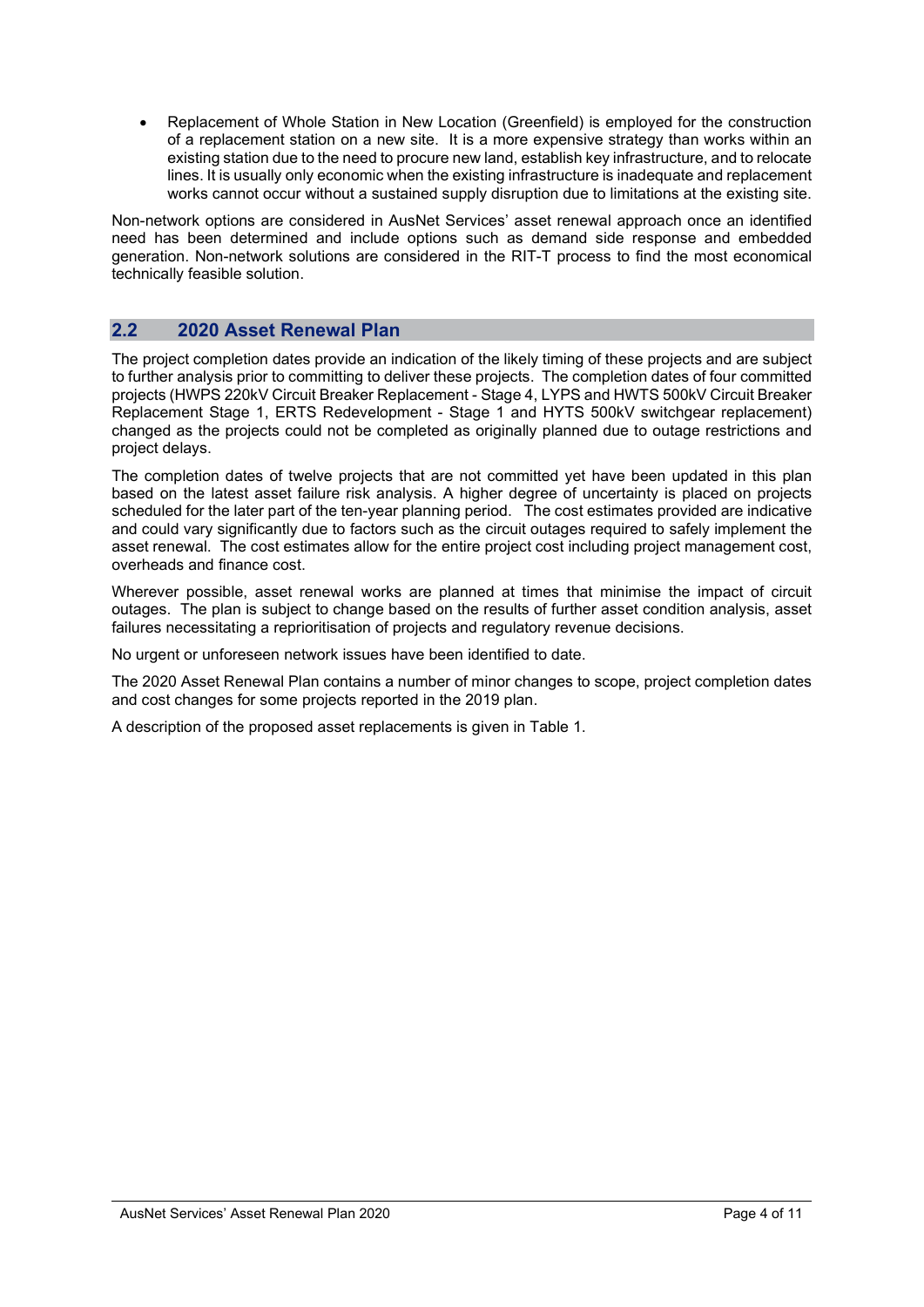- Replacement of Whole Station in New Location (Greenfield) is employed for the construction of a replacement station on a new site. It is a more expensive strategy than works within an existing station due to the need to procure new land, establish key infrastructure, and to relocate lines. It is usually only economic when the existing infrastructure is inadequate and replacement works cannot occur without a sustained supply disruption due to limitations at the existing site.

Non-network options are considered in AusNet Services' asset renewal approach once an identified need has been determined and include options such as demand side response and embedded generation. Non-network solutions are considered in the RIT-T process to find the most economical technically feasible solution.

## 2.2 2020 Asset Renewal Plan

The project completion dates provide an indication of the likely timing of these projects and are subject to further analysis prior to committing to deliver these projects. The completion dates of four committed projects (HWPS 220kV Circuit Breaker Replacement - Stage 4, LYPS and HWTS 500kV Circuit Breaker Replacement Stage 1, ERTS Redevelopment - Stage 1 and HYTS 500kV switchgear replacement) changed as the projects could not be completed as originally planned due to outage restrictions and project delays.

The completion dates of twelve projects that are not committed yet have been updated in this plan based on the latest asset failure risk analysis. A higher degree of uncertainty is placed on projects scheduled for the later part of the ten-year planning period. The cost estimates provided are indicative and could vary significantly due to factors such as the circuit outages required to safely implement the asset renewal. The cost estimates allow for the entire project cost including project management cost, overheads and finance cost.

Wherever possible, asset renewal works are planned at times that minimise the impact of circuit outages. The plan is subject to change based on the results of further asset condition analysis, asset failures necessitating a reprioritisation of projects and regulatory revenue decisions.

No urgent or unforeseen network issues have been identified to date.

The 2020 Asset Renewal Plan contains a number of minor changes to scope, project completion dates and cost changes for some projects reported in the 2019 plan.

A description of the proposed asset replacements is given in Table 1.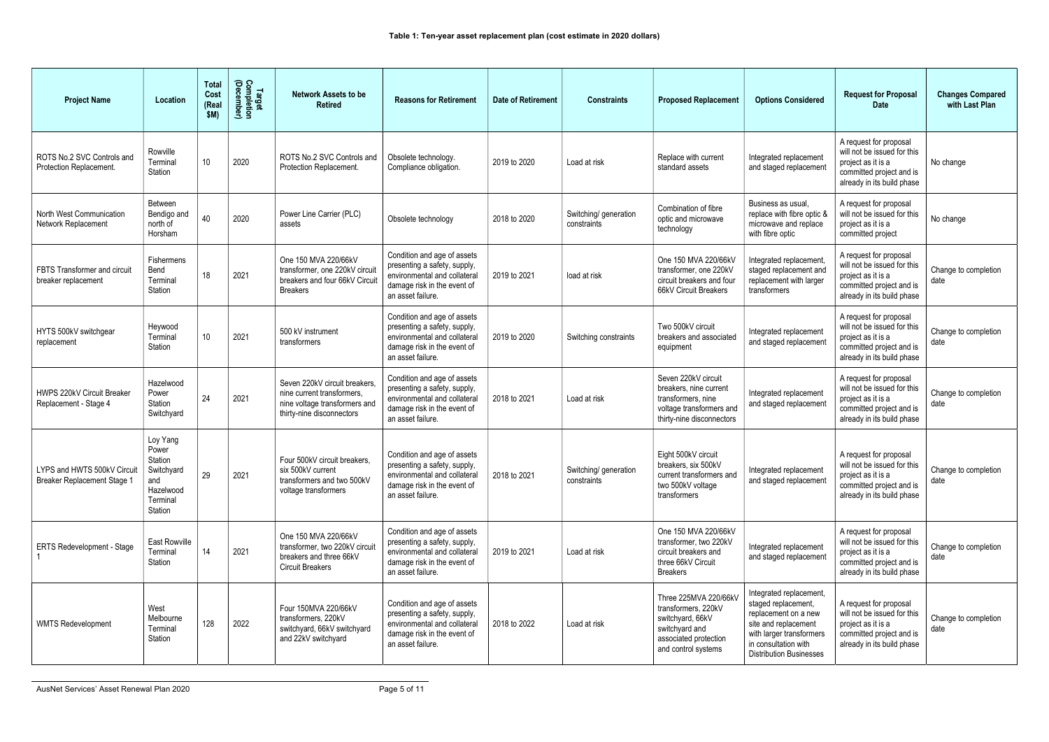**Table 1: Ten-year asset replacement plan (cost estimate in 2020 dollars)**

| Project Name | Location | Total Cost (Real $M) | Target Completion (December) | Network Assets to be Retired | Reasons for Retirement | Date of Retirement | Constraints | Proposed Replacement | Options Considered | Request for Proposal Date | Changes Compared with Last Plan |
|---|---|---|---|---|---|---|---|---|---|---|---|
| ROTS No.2 SVC Controls and Protection Replacement. | Rowville Terminal Station | 10 | 2020 | ROTS No.2 SVC Controls and Protection Replacement. | Obsolete technology. Compliance obligation. | 2019 to 2020 | Load at risk | Replace with current standard assets | Integrated replacement and staged replacement | A request for proposal will not be issued for this project as it is a committed project and is already in its build phase | No change |
| North West Communication Network Replacement | Between Bendigo and north of Horsham | 40 | 2020 | Power Line Carrier (PLC) assets | Obsolete technology | 2018 to 2020 | Switching/ generation constraints | Combination of fibre optic and microwave technology | Business as usual, replace with fibre optic & microwave and replace with fibre optic | A request for proposal will not be issued for this project as it is a committed project | No change |
| FBTS Transformer and circuit breaker replacement | Fishermens Bend Terminal Station | 18 | 2021 | One 150 MVA 220/66kV transformer, one 220kV circuit breakers and four 66kV Circuit Breakers | Condition and age of assets presenting a safety, supply, environmental and collateral damage risk in the event of an asset failure. | 2019 to 2021 | load at risk | One 150 MVA 220/66kV transformer, one 220kV circuit breakers and four 66kV Circuit Breakers | Integrated replacement, staged replacement and replacement with larger transformers | A request for proposal will not be issued for this project as it is a committed project and is already in its build phase | Change to completion date |
| HYTS 500kV switchgear replacement | Heywood Terminal Station | 10 | 2021 | 500 kV instrument transformers | Condition and age of assets presenting a safety, supply, environmental and collateral damage risk in the event of an asset failure. | 2019 to 2020 | Switching constraints | Two 500kV circuit breakers and associated equipment | Integrated replacement and staged replacement | A request for proposal will not be issued for this project as it is a committed project and is already in its build phase | Change to completion date |
| HWPS 220kV Circuit Breaker Replacement - Stage 4 | Hazelwood Power Station Switchyard | 24 | 2021 | Seven 220kV circuit breakers, nine current transformers, nine voltage transformers and thirty-nine disconnectors | Condition and age of assets presenting a safety, supply, environmental and collateral damage risk in the event of an asset failure. | 2018 to 2021 | Load at risk | Seven 220kV circuit breakers, nine current transformers, nine voltage transformers and thirty-nine disconnectors | Integrated replacement and staged replacement | A request for proposal will not be issued for this project as it is a committed project and is already in its build phase | Change to completion date |
| LYPS and HWTS 500kV Circuit Breaker Replacement Stage 1 | Loy Yang Power Station Switchyard and Hazelwood Terminal Station | 29 | 2021 | Four 500kV circuit breakers, six 500kV current transformers and two 500kV voltage transformers | Condition and age of assets presenting a safety, supply, environmental and collateral damage risk in the event of an asset failure. | 2018 to 2021 | Switching/ generation constraints | Eight 500kV circuit breakers, six 500kV current transformers and two 500kV voltage transformers | Integrated replacement and staged replacement | A request for proposal will not be issued for this project as it is a committed project and is already in its build phase | Change to completion date |
| ERTS Redevelopment - Stage 1 | East Rowville Terminal Station | 14 | 2021 | One 150 MVA 220/66kV transformer, two 220kV circuit breakers and three 66kV Circuit Breakers | Condition and age of assets presenting a safety, supply, environmental and collateral damage risk in the event of an asset failure. | 2019 to 2021 | Load at risk | One 150 MVA 220/66kV transformer, two 220kV circuit breakers and three 66kV Circuit Breakers | Integrated replacement and staged replacement | A request for proposal will not be issued for this project as it is a committed project and is already in its build phase | Change to completion date |
| WMTS Redevelopment | West Melbourne Terminal Station | 128 | 2022 | Four 150MVA 220/66kV transformers, 220kV switchyard, 66kV switchyard and 22kV switchyard | Condition and age of assets presenting a safety, supply, environmental and collateral damage risk in the event of an asset failure. | 2018 to 2022 | Load at risk | Three 225MVA 220/66kV transformers, 220kV switchyard, 66kV switchyard and associated protection and control systems | Integrated replacement, staged replacement, replacement on a new site and replacement with larger transformers in consultation with Distribution Businesses | A request for proposal will not be issued for this project as it is a committed project and is already in its build phase | Change to completion date |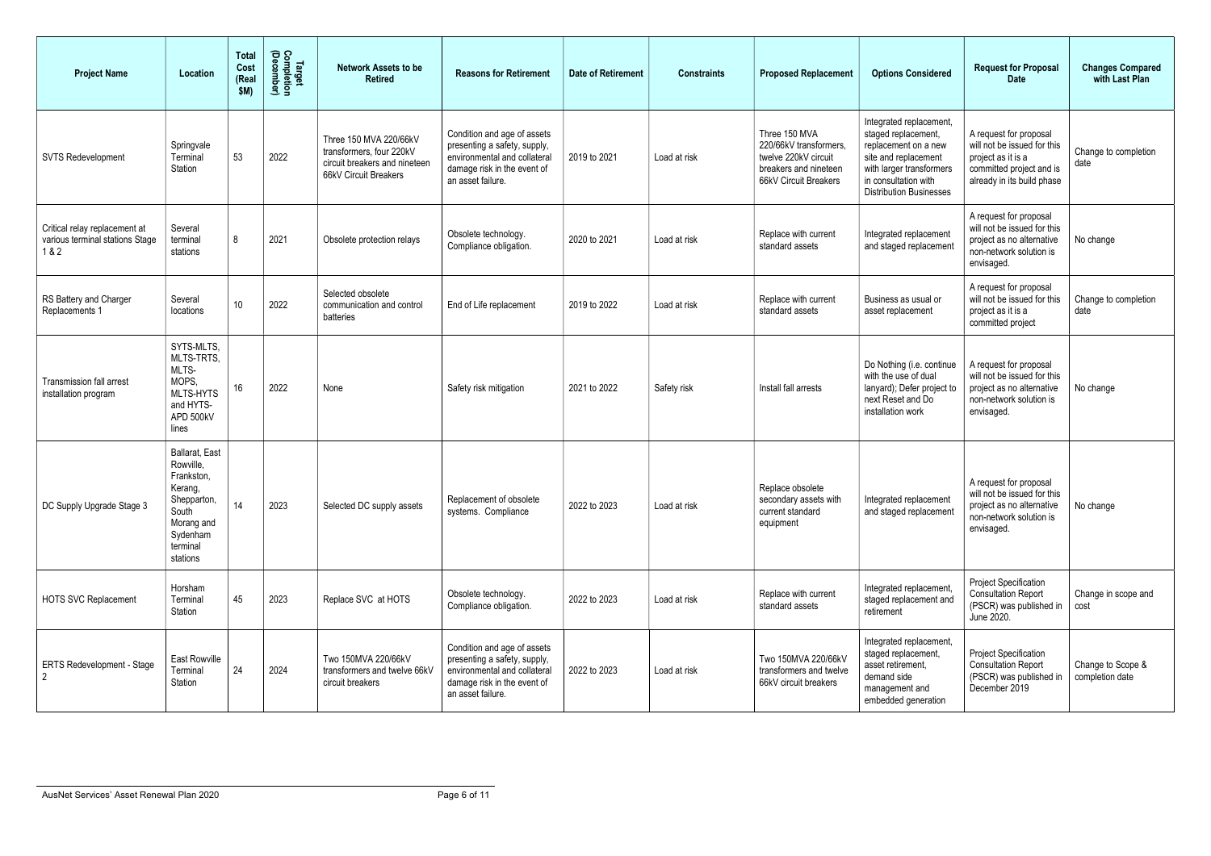| Project Name | Location | Total Cost (Real $M) | Target Completion (December) | Network Assets to be Retired | Reasons for Retirement | Date of Retirement | Constraints | Proposed Replacement | Options Considered | Request for Proposal Date | Changes Compared with Last Plan |
|---|---|---|---|---|---|---|---|---|---|---|---|
| SVTS Redevelopment | Springvale Terminal Station | 53 | 2022 | Three 150 MVA 220/66kV transformers, four 220kV circuit breakers and nineteen 66kV Circuit Breakers | Condition and age of assets presenting a safety, supply, environmental and collateral damage risk in the event of an asset failure. | 2019 to 2021 | Load at risk | Three 150 MVA 220/66kV transformers, twelve 220kV circuit breakers and nineteen 66kV Circuit Breakers | Integrated replacement, staged replacement, replacement on a new site and replacement with larger transformers in consultation with Distribution Businesses | A request for proposal will not be issued for this project as it is a committed project and is already in its build phase | Change to completion date |
| Critical relay replacement at various terminal stations Stage 1 & 2 | Several terminal stations | 8 | 2021 | Obsolete protection relays | Obsolete technology. Compliance obligation. | 2020 to 2021 | Load at risk | Replace with current standard assets | Integrated replacement and staged replacement | A request for proposal will not be issued for this project as no alternative non-network solution is envisaged. | No change |
| RS Battery and Charger Replacements 1 | Several locations | 10 | 2022 | Selected obsolete communication and control batteries | End of Life replacement | 2019 to 2022 | Load at risk | Replace with current standard assets | Business as usual or asset replacement | A request for proposal will not be issued for this project as it is a committed project | Change to completion date |
| Transmission fall arrest installation program | SYTS-MLTS, MLTS-TRTS, MLTS-MOPS, MLTS-HYTS and HYTS-APD 500kV lines | 16 | 2022 | None | Safety risk mitigation | 2021 to 2022 | Safety risk | Install fall arrests | Do Nothing (i.e. continue with the use of dual lanyard); Defer project to next Reset and Do installation work | A request for proposal will not be issued for this project as no alternative non-network solution is envisaged. | No change |
| DC Supply Upgrade Stage 3 | Ballarat, East Rowville, Frankston, Kerang, Shepparton, South Morang and Sydenham terminal stations | 14 | 2023 | Selected DC supply assets | Replacement of obsolete systems. Compliance | 2022 to 2023 | Load at risk | Replace obsolete secondary assets with current standard equipment | Integrated replacement and staged replacement | A request for proposal will not be issued for this project as no alternative non-network solution is envisaged. | No change |
| HOTS SVC Replacement | Horsham Terminal Station | 45 | 2023 | Replace SVC at HOTS | Obsolete technology. Compliance obligation. | 2022 to 2023 | Load at risk | Replace with current standard assets | Integrated replacement, staged replacement and retirement | Project Specification Consultation Report (PSCR) was published in June 2020. | Change in scope and cost |
| ERTS Redevelopment - Stage 2 | East Rowville Terminal Station | 24 | 2024 | Two 150MVA 220/66kV transformers and twelve 66kV circuit breakers | Condition and age of assets presenting a safety, supply, environmental and collateral damage risk in the event of an asset failure. | 2022 to 2023 | Load at risk | Two 150MVA 220/66kV transformers and twelve 66kV circuit breakers | Integrated replacement, staged replacement, asset retirement, demand side management and embedded generation | Project Specification Consultation Report (PSCR) was published in December 2019 | Change to Scope & completion date |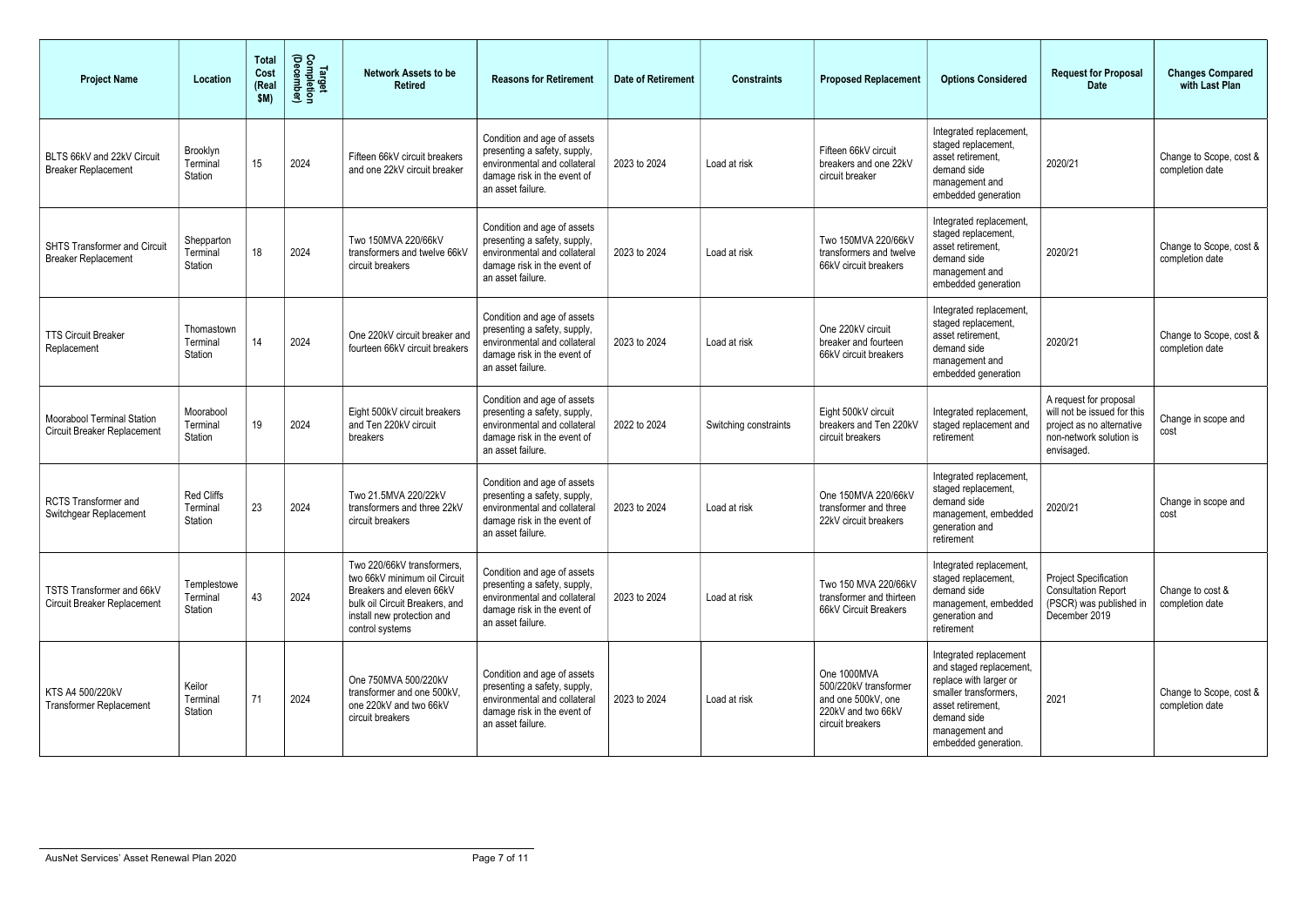| Project Name | Location | Total Cost (Real $M) | Target Completion (December) | Network Assets to be Retired | Reasons for Retirement | Date of Retirement | Constraints | Proposed Replacement | Options Considered | Request for Proposal Date | Changes Compared with Last Plan |
|---|---|---|---|---|---|---|---|---|---|---|---|
| BLTS 66kV and 22kV Circuit Breaker Replacement | Brooklyn Terminal Station | 15 | 2024 | Fifteen 66kV circuit breakers and one 22kV circuit breaker | Condition and age of assets presenting a safety, supply, environmental and collateral damage risk in the event of an asset failure. | 2023 to 2024 | Load at risk | Fifteen 66kV circuit breakers and one 22kV circuit breaker | Integrated replacement, staged replacement, asset retirement, demand side management and embedded generation | 2020/21 | Change to Scope, cost & completion date |
| SHTS Transformer and Circuit Breaker Replacement | Shepparton Terminal Station | 18 | 2024 | Two 150MVA 220/66kV transformers and twelve 66kV circuit breakers | Condition and age of assets presenting a safety, supply, environmental and collateral damage risk in the event of an asset failure. | 2023 to 2024 | Load at risk | Two 150MVA 220/66kV transformers and twelve 66kV circuit breakers | Integrated replacement, staged replacement, asset retirement, demand side management and embedded generation | 2020/21 | Change to Scope, cost & completion date |
| TTS Circuit Breaker Replacement | Thomastown Terminal Station | 14 | 2024 | One 220kV circuit breaker and fourteen 66kV circuit breakers | Condition and age of assets presenting a safety, supply, environmental and collateral damage risk in the event of an asset failure. | 2023 to 2024 | Load at risk | One 220kV circuit breaker and fourteen 66kV circuit breakers | Integrated replacement, staged replacement, asset retirement, demand side management and embedded generation | 2020/21 | Change to Scope, cost & completion date |
| Moorabool Terminal Station Circuit Breaker Replacement | Moorabool Terminal Station | 19 | 2024 | Eight 500kV circuit breakers and Ten 220kV circuit breakers | Condition and age of assets presenting a safety, supply, environmental and collateral damage risk in the event of an asset failure. | 2022 to 2024 | Switching constraints | Eight 500kV circuit breakers and Ten 220kV circuit breakers | Integrated replacement, staged replacement and retirement | A request for proposal will not be issued for this project as no alternative non-network solution is envisaged. | Change in scope and cost |
| RCTS Transformer and Switchgear Replacement | Red Cliffs Terminal Station | 23 | 2024 | Two 21.5MVA 220/22kV transformers and three 22kV circuit breakers | Condition and age of assets presenting a safety, supply, environmental and collateral damage risk in the event of an asset failure. | 2023 to 2024 | Load at risk | One 150MVA 220/66kV transformer and three 22kV circuit breakers | Integrated replacement, staged replacement, demand side management, embedded generation and retirement | 2020/21 | Change in scope and cost |
| TSTS Transformer and 66kV Circuit Breaker Replacement | Templestowe Terminal Station | 43 | 2024 | Two 220/66kV transformers, two 66kV minimum oil Circuit Breakers and eleven 66kV bulk oil Circuit Breakers, and install new protection and control systems | Condition and age of assets presenting a safety, supply, environmental and collateral damage risk in the event of an asset failure. | 2023 to 2024 | Load at risk | Two 150 MVA 220/66kV transformer and thirteen 66kV Circuit Breakers | Integrated replacement, staged replacement, demand side management, embedded generation and retirement | Project Specification Consultation Report (PSCR) was published in December 2019 | Change to cost & completion date |
| KTS A4 500/220kV Transformer Replacement | Keilor Terminal Station | 71 | 2024 | One 750MVA 500/220kV transformer and one 500kV, one 220kV and two 66kV circuit breakers | Condition and age of assets presenting a safety, supply, environmental and collateral damage risk in the event of an asset failure. | 2023 to 2024 | Load at risk | One 1000MVA 500/220kV transformer and one 500kV, one 220kV and two 66kV circuit breakers | Integrated replacement and staged replacement, replace with larger or smaller transformers, asset retirement, demand side management and embedded generation. | 2021 | Change to Scope, cost & completion date |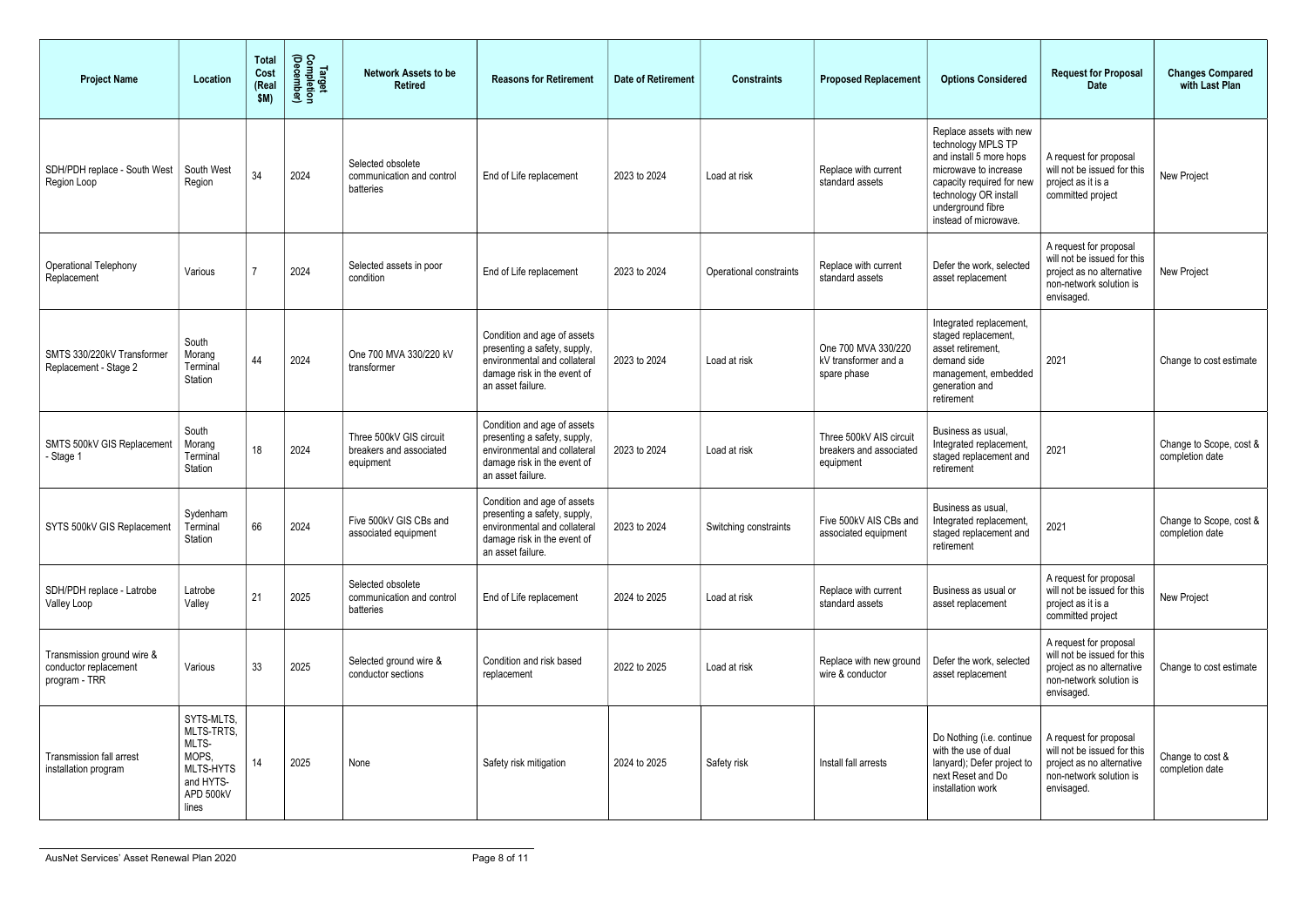| Project Name | Location | Total Cost (Real $M) | Target Completion (December) | Network Assets to be Retired | Reasons for Retirement | Date of Retirement | Constraints | Proposed Replacement | Options Considered | Request for Proposal Date | Changes Compared with Last Plan |
|---|---|---|---|---|---|---|---|---|---|---|---|
| SDH/PDH replace - South West Region Loop | South West Region | 34 | 2024 | Selected obsolete communication and control batteries | End of Life replacement | 2023 to 2024 | Load at risk | Replace with current standard assets | Replace assets with new technology MPLS TP and install 5 more hops microwave to increase capacity required for new technology OR install underground fibre instead of microwave. | A request for proposal will not be issued for this project as it is a committed project | New Project |
| Operational Telephony Replacement | Various | 7 | 2024 | Selected assets in poor condition | End of Life replacement | 2023 to 2024 | Operational constraints | Replace with current standard assets | Defer the work, selected asset replacement | A request for proposal will not be issued for this project as no alternative non-network solution is envisaged. | New Project |
| SMTS 330/220kV Transformer Replacement - Stage 2 | South Morang Terminal Station | 44 | 2024 | One 700 MVA 330/220 kV transformer | Condition and age of assets presenting a safety, supply, environmental and collateral damage risk in the event of an asset failure. | 2023 to 2024 | Load at risk | One 700 MVA 330/220 kV transformer and a spare phase | Integrated replacement, staged replacement, asset retirement, demand side management, embedded generation and retirement | 2021 | Change to cost estimate |
| SMTS 500kV GIS Replacement - Stage 1 | South Morang Terminal Station | 18 | 2024 | Three 500kV GIS circuit breakers and associated equipment | Condition and age of assets presenting a safety, supply, environmental and collateral damage risk in the event of an asset failure. | 2023 to 2024 | Load at risk | Three 500kV AIS circuit breakers and associated equipment | Business as usual, Integrated replacement, staged replacement and retirement | 2021 | Change to Scope, cost & completion date |
| SYTS 500kV GIS Replacement | Sydenham Terminal Station | 66 | 2024 | Five 500kV GIS CBs and associated equipment | Condition and age of assets presenting a safety, supply, environmental and collateral damage risk in the event of an asset failure. | 2023 to 2024 | Switching constraints | Five 500kV AIS CBs and associated equipment | Business as usual, Integrated replacement, staged replacement and retirement | 2021 | Change to Scope, cost & completion date |
| SDH/PDH replace - Latrobe Valley Loop | Latrobe Valley | 21 | 2025 | Selected obsolete communication and control batteries | End of Life replacement | 2024 to 2025 | Load at risk | Replace with current standard assets | Business as usual or asset replacement | A request for proposal will not be issued for this project as it is a committed project | New Project |
| Transmission ground wire & conductor replacement program - TRR | Various | 33 | 2025 | Selected ground wire & conductor sections | Condition and risk based replacement | 2022 to 2025 | Load at risk | Replace with new ground wire & conductor | Defer the work, selected asset replacement | A request for proposal will not be issued for this project as no alternative non-network solution is envisaged. | Change to cost estimate |
| Transmission fall arrest installation program | SYTS-MLTS, MLTS-TRTS, MLTS-MOPS, MLTS-HYTS and HYTS-APD 500kV lines | 14 | 2025 | None | Safety risk mitigation | 2024 to 2025 | Safety risk | Install fall arrests | Do Nothing (i.e. continue with the use of dual lanyard); Defer project to next Reset and Do installation work | A request for proposal will not be issued for this project as no alternative non-network solution is envisaged. | Change to cost & completion date |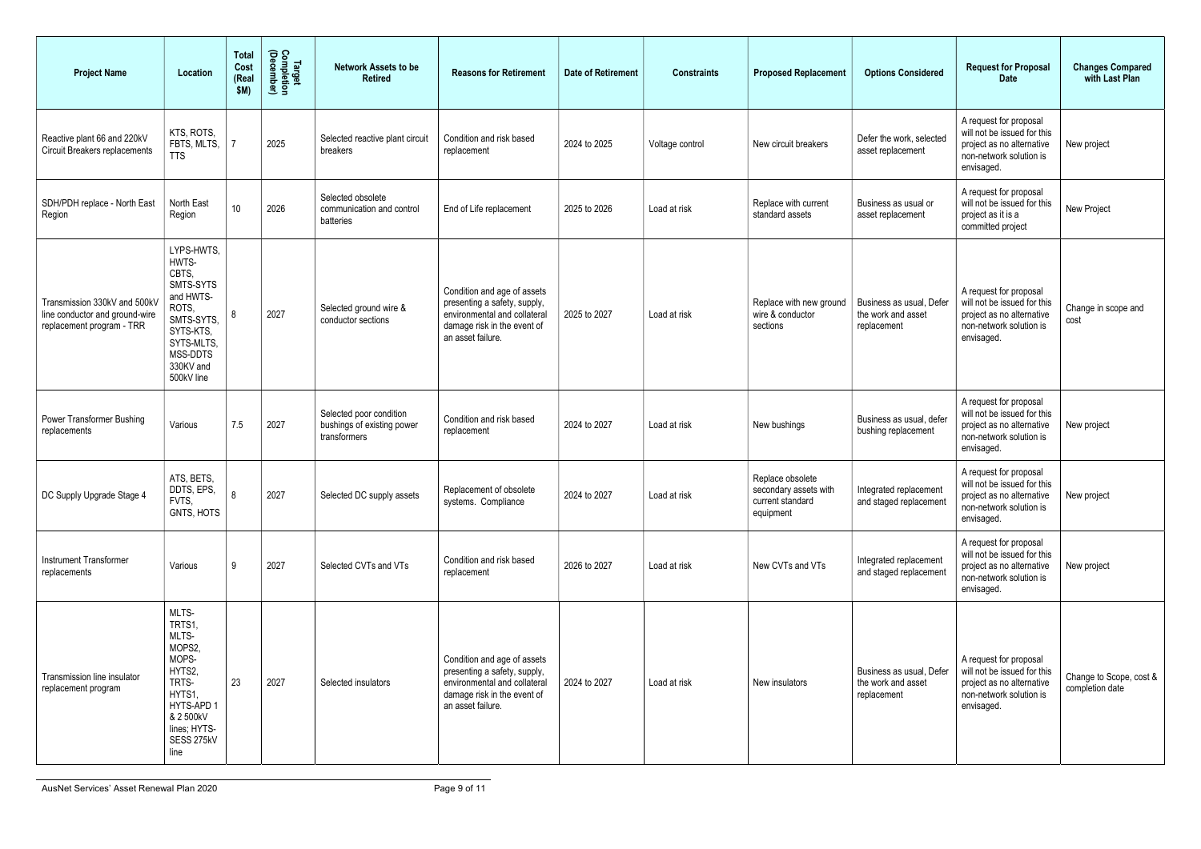| Project Name | Location | Total Cost (Real $M) | Target Completion (December) | Network Assets to be Retired | Reasons for Retirement | Date of Retirement | Constraints | Proposed Replacement | Options Considered | Request for Proposal Date | Changes Compared with Last Plan |
|---|---|---|---|---|---|---|---|---|---|---|---|
| Reactive plant 66 and 220kV Circuit Breakers replacements | KTS, ROTS, FBTS, MLTS, TTS | 7 | 2025 | Selected reactive plant circuit breakers | Condition and risk based replacement | 2024 to 2025 | Voltage control | New circuit breakers | Defer the work, selected asset replacement | A request for proposal will not be issued for this project as no alternative non-network solution is envisaged. | New project |
| SDH/PDH replace - North East Region | North East Region | 10 | 2026 | Selected obsolete communication and control batteries | End of Life replacement | 2025 to 2026 | Load at risk | Replace with current standard assets | Business as usual or asset replacement | A request for proposal will not be issued for this project as it is a committed project | New Project |
| Transmission 330kV and 500kV line conductor and ground-wire replacement program - TRR | LYPS-HWTS, HWTS-CBTS, SMTS-SYTS and HWTS-ROTS, SMTS-SYTS, SYTS-KTS, SYTS-MLTS, MSS-DDTS 330KV and 500kV line | 8 | 2027 | Selected ground wire & conductor sections | Condition and age of assets presenting a safety, supply, environmental and collateral damage risk in the event of an asset failure. | 2025 to 2027 | Load at risk | Replace with new ground wire & conductor sections | Business as usual, Defer the work and asset replacement | A request for proposal will not be issued for this project as no alternative non-network solution is envisaged. | Change in scope and cost |
| Power Transformer Bushing replacements | Various | 7.5 | 2027 | Selected poor condition bushings of existing power transformers | Condition and risk based replacement | 2024 to 2027 | Load at risk | New bushings | Business as usual, defer bushing replacement | A request for proposal will not be issued for this project as no alternative non-network solution is envisaged. | New project |
| DC Supply Upgrade Stage 4 | ATS, BETS, DDTS, EPS, FVTS, GNTS, HOTS | 8 | 2027 | Selected DC supply assets | Replacement of obsolete systems. Compliance | 2024 to 2027 | Load at risk | Replace obsolete secondary assets with current standard equipment | Integrated replacement and staged replacement | A request for proposal will not be issued for this project as no alternative non-network solution is envisaged. | New project |
| Instrument Transformer replacements | Various | 9 | 2027 | Selected CVTs and VTs | Condition and risk based replacement | 2026 to 2027 | Load at risk | New CVTs and VTs | Integrated replacement and staged replacement | A request for proposal will not be issued for this project as no alternative non-network solution is envisaged. | New project |
| Transmission line insulator replacement program | MLTS-TRTS1, MLTS-MOPS2, MOPS-HYTS2, TRTS-HYTS1, HYTS-APD 1 & 2 500kV lines; HYTS-SESS 275kV line | 23 | 2027 | Selected insulators | Condition and age of assets presenting a safety, supply, environmental and collateral damage risk in the event of an asset failure. | 2024 to 2027 | Load at risk | New insulators | Business as usual, Defer the work and asset replacement | A request for proposal will not be issued for this project as no alternative non-network solution is envisaged. | Change to Scope, cost & completion date |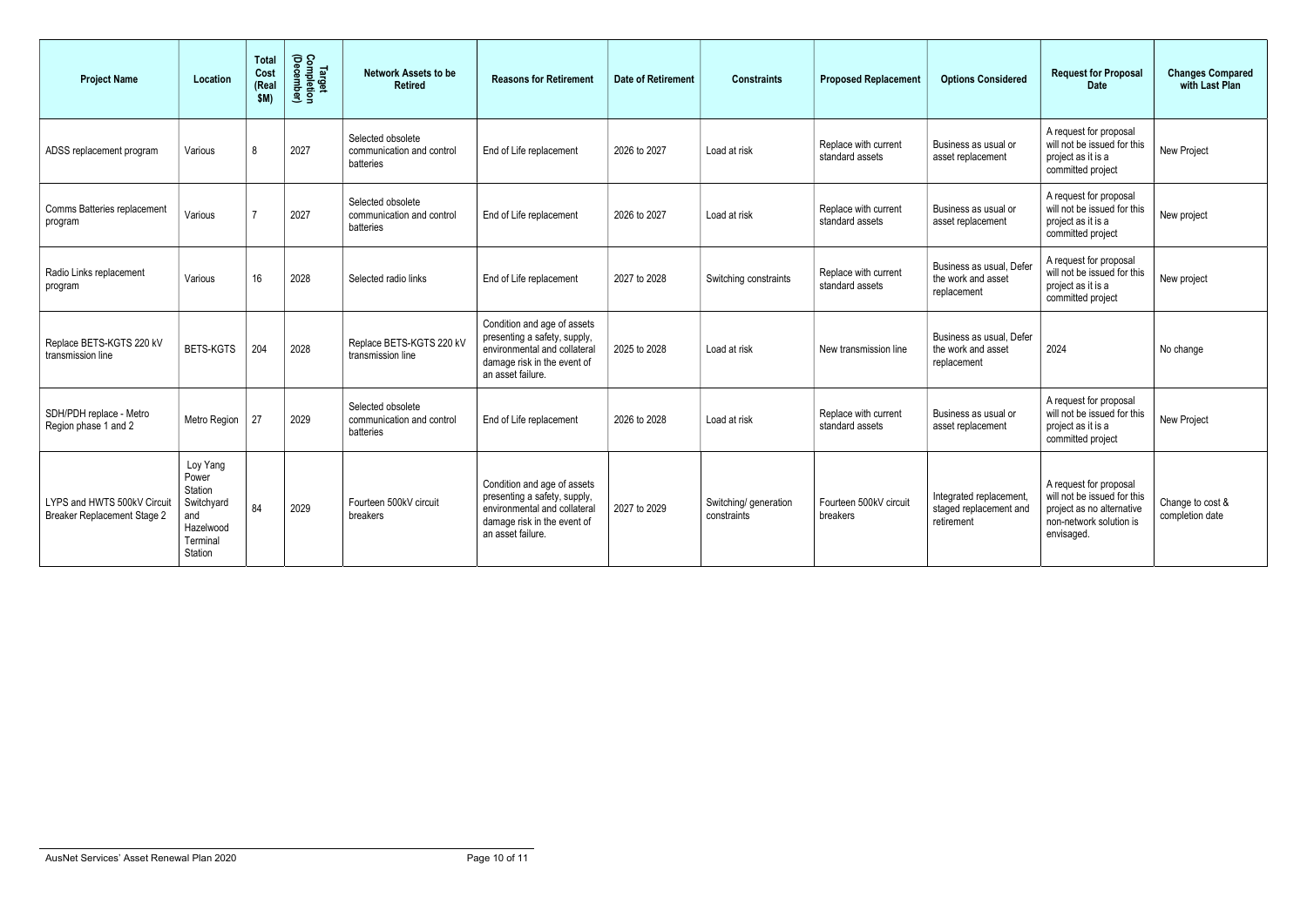| Project Name | Location | Total Cost (Real $M) | Target Completion (December) | Network Assets to be Retired | Reasons for Retirement | Date of Retirement | Constraints | Proposed Replacement | Options Considered | Request for Proposal Date | Changes Compared with Last Plan |
|---|---|---|---|---|---|---|---|---|---|---|---|
| ADSS replacement program | Various | 8 | 2027 | Selected obsolete communication and control batteries | End of Life replacement | 2026 to 2027 | Load at risk | Replace with current standard assets | Business as usual or asset replacement | A request for proposal will not be issued for this project as it is a committed project | New Project |
| Comms Batteries replacement program | Various | 7 | 2027 | Selected obsolete communication and control batteries | End of Life replacement | 2026 to 2027 | Load at risk | Replace with current standard assets | Business as usual or asset replacement | A request for proposal will not be issued for this project as it is a committed project | New project |
| Radio Links replacement program | Various | 16 | 2028 | Selected radio links | End of Life replacement | 2027 to 2028 | Switching constraints | Replace with current standard assets | Business as usual, Defer the work and asset replacement | A request for proposal will not be issued for this project as it is a committed project | New project |
| Replace BETS-KGTS 220 kV transmission line | BETS-KGTS | 204 | 2028 | Replace BETS-KGTS 220 kV transmission line | Condition and age of assets presenting a safety, supply, environmental and collateral damage risk in the event of an asset failure. | 2025 to 2028 | Load at risk | New transmission line | Business as usual, Defer the work and asset replacement | 2024 | No change |
| SDH/PDH replace - Metro Region phase 1 and 2 | Metro Region | 27 | 2029 | Selected obsolete communication and control batteries | End of Life replacement | 2026 to 2028 | Load at risk | Replace with current standard assets | Business as usual or asset replacement | A request for proposal will not be issued for this project as it is a committed project | New Project |
| LYPS and HWTS 500kV Circuit Breaker Replacement Stage 2 | Loy Yang Power Station Switchyard and Hazelwood Terminal Station | 84 | 2029 | Fourteen 500kV circuit breakers | Condition and age of assets presenting a safety, supply, environmental and collateral damage risk in the event of an asset failure. | 2027 to 2029 | Switching/ generation constraints | Fourteen 500kV circuit breakers | Integrated replacement, staged replacement and retirement | A request for proposal will not be issued for this project as no alternative non-network solution is envisaged. | Change to cost & completion date |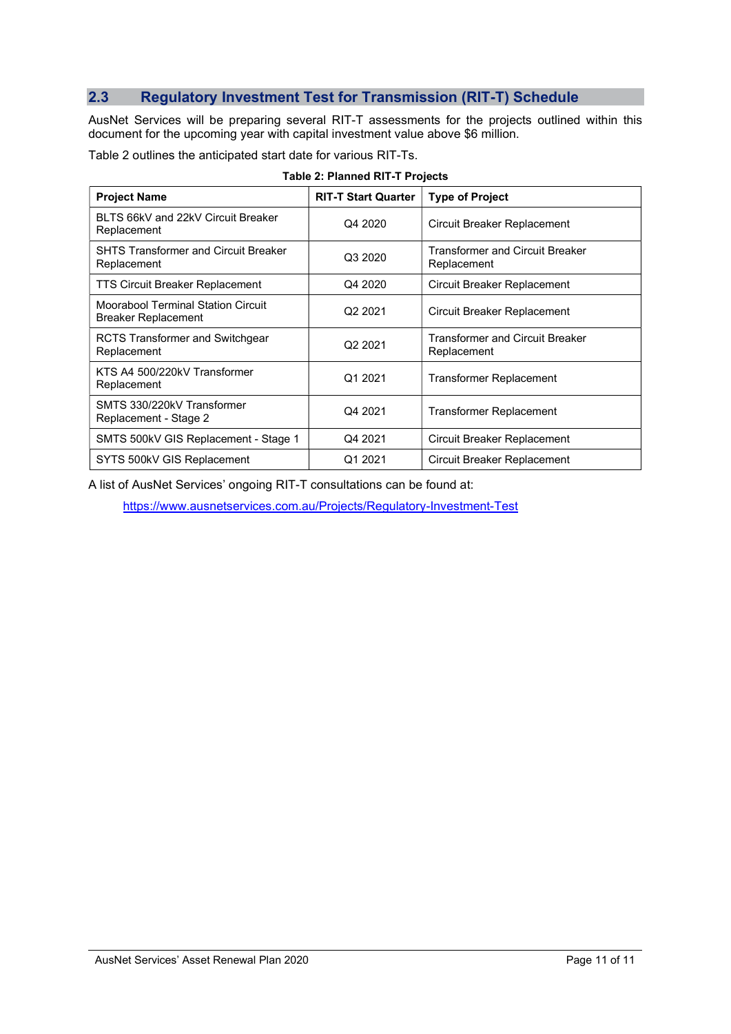## 2.3 Regulatory Investment Test for Transmission (RIT-T) Schedule

AusNet Services will be preparing several RIT-T assessments for the projects outlined within this document for the upcoming year with capital investment value above $6 million.

Table 2 outlines the anticipated start date for various RIT-Ts.

**Table 2: Planned RIT-T Projects**

| Project Name | RIT-T Start Quarter | Type of Project |
|---|---|---|
| BLTS 66kV and 22kV Circuit Breaker Replacement | Q4 2020 | Circuit Breaker Replacement |
| SHTS Transformer and Circuit Breaker Replacement | Q3 2020 | Transformer and Circuit Breaker Replacement |
| TTS Circuit Breaker Replacement | Q4 2020 | Circuit Breaker Replacement |
| Moorabool Terminal Station Circuit Breaker Replacement | Q2 2021 | Circuit Breaker Replacement |
| RCTS Transformer and Switchgear Replacement | Q2 2021 | Transformer and Circuit Breaker Replacement |
| KTS A4 500/220kV Transformer Replacement | Q1 2021 | Transformer Replacement |
| SMTS 330/220kV Transformer Replacement - Stage 2 | Q4 2021 | Transformer Replacement |
| SMTS 500kV GIS Replacement - Stage 1 | Q4 2021 | Circuit Breaker Replacement |
| SYTS 500kV GIS Replacement | Q1 2021 | Circuit Breaker Replacement |

A list of AusNet Services' ongoing RIT-T consultations can be found at:

https://www.ausnetservices.com.au/Projects/Regulatory-Investment-Test